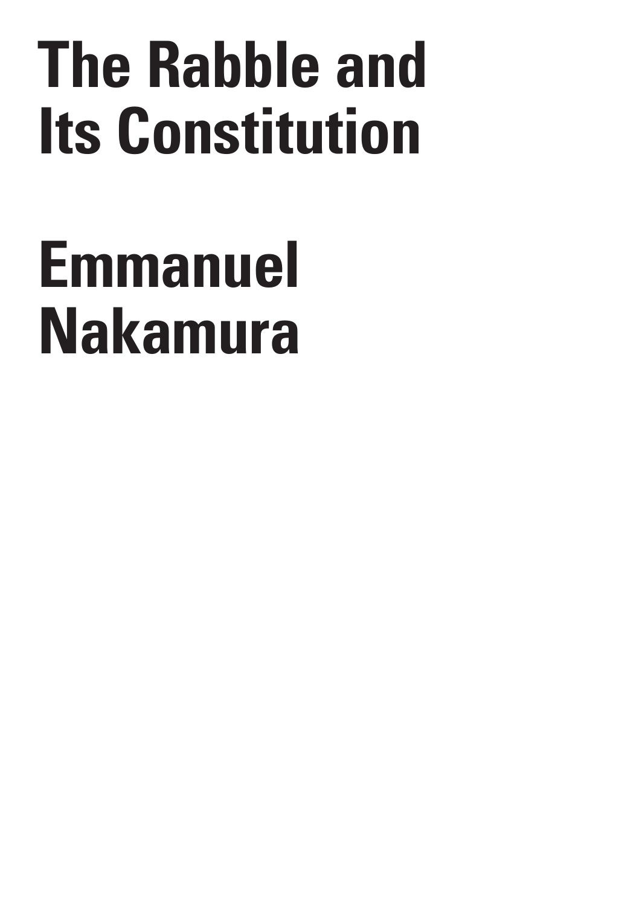# The Rabble and Its Constitution

# Emmanuel Nakamura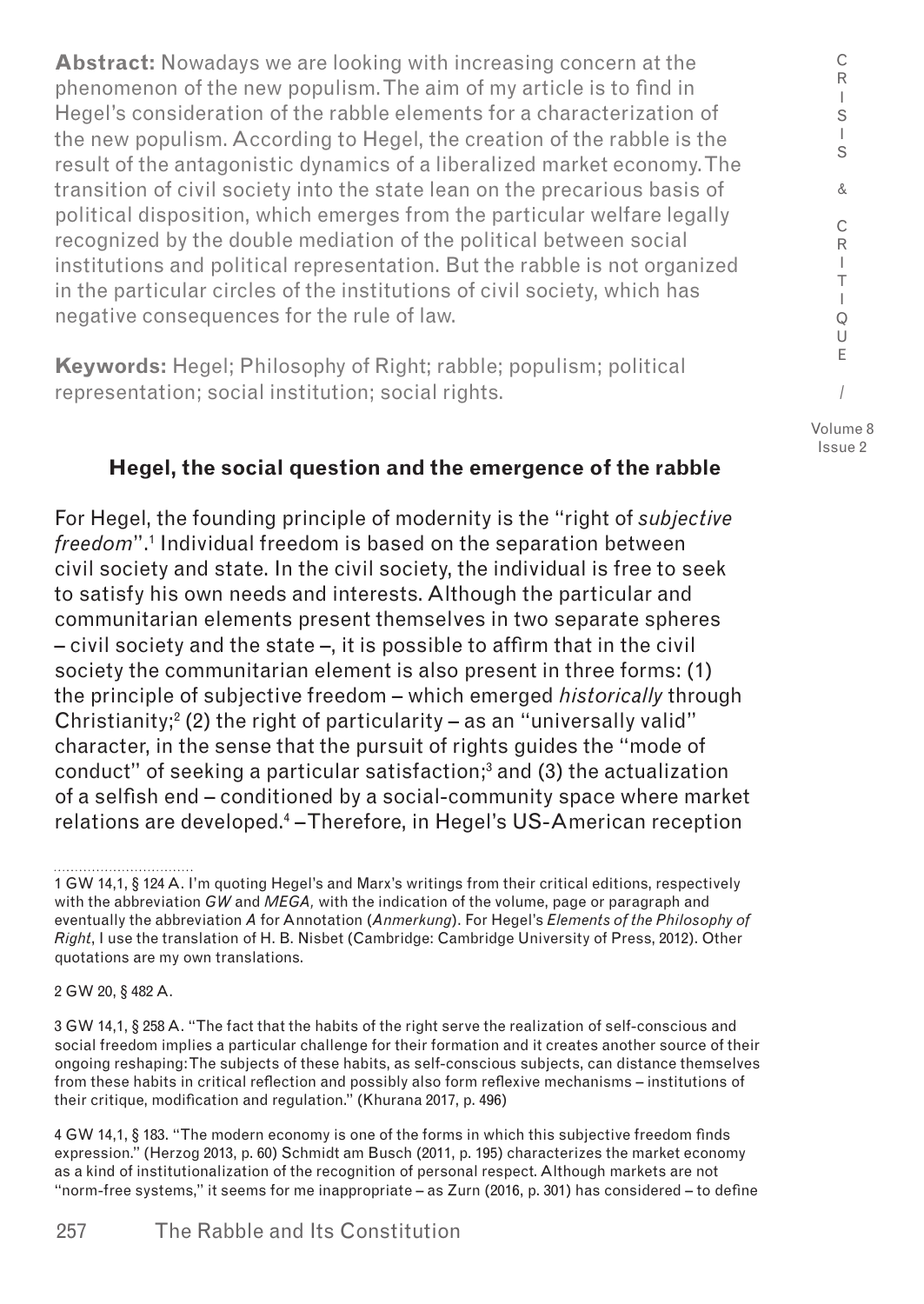**Abstract:** Nowadays we are looking with increasing concern at the phenomenon of the new populism. The aim of my article is to find in Hegel's consideration of the rabble elements for a characterization of the new populism. According to Hegel, the creation of the rabble is the result of the antagonistic dynamics of a liberalized market economy. The transition of civil society into the state lean on the precarious basis of political disposition, which emerges from the particular welfare legally recognized by the double mediation of the political between social institutions and political representation. But the rabble is not organized in the particular circles of the institutions of civil society, which has negative consequences for the rule of law.

**Keywords:** Hegel; Philosophy of Right; rabble; populism; political representation; social institution; social rights.

### Hegel, the social question and the emergence of the rabble

For Hegel, the founding principle of modernity is the "right of *subjective freedom*".[1] Individual freedom is based on the separation between civil society and state. In the civil society, the individual is free to seek to satisfy his own needs and interests. Although the particular and communitarian elements present themselves in two separate spheres – civil society and the state –, it is possible to affirm that in the civil society the communitarian element is also present in three forms: (1) the principle of subjective freedom – which emerged *historically* through Christianity;[2] (2) the right of particularity – as an "universally valid" character, in the sense that the pursuit of rights guides the "mode of conduct" of seeking a particular satisfaction;[3] and (3) the actualization of a selfish end – conditioned by a social-community space where market relations are developed.[4] –Therefore, in Hegel's US-American reception

1 GW 14,1, § 124 A. I'm quoting Hegel's and Marx's writings from their critical editions, respectively with the abbreviation *GW* and *MEGA,* with the indication of the volume, page or paragraph and eventually the abbreviation *A* for Annotation (*Anmerkung*). For Hegel's *Elements of the Philosophy of Right*, I use the translation of H. B. Nisbet (Cambridge: Cambridge University of Press, 2012). Other quotations are my own translations.

2 GW 20, § 482 A.

3 GW 14,1, § 258 A. "The fact that the habits of the right serve the realization of self-conscious and social freedom implies a particular challenge for their formation and it creates another source of their ongoing reshaping: The subjects of these habits, as self-conscious subjects, can distance themselves from these habits in critical reflection and possibly also form reflexive mechanisms – institutions of their critique, modification and regulation." (Khurana 2017, p. 496)

4 GW 14,1, § 183. "The modern economy is one of the forms in which this subjective freedom finds expression." (Herzog 2013, p. 60) Schmidt am Busch (2011, p. 195) characterizes the market economy as a kind of institutionalization of the recognition of personal respect. Although markets are not "norm-free systems," it seems for me inappropriate – as Zurn (2016, p. 301) has considered – to define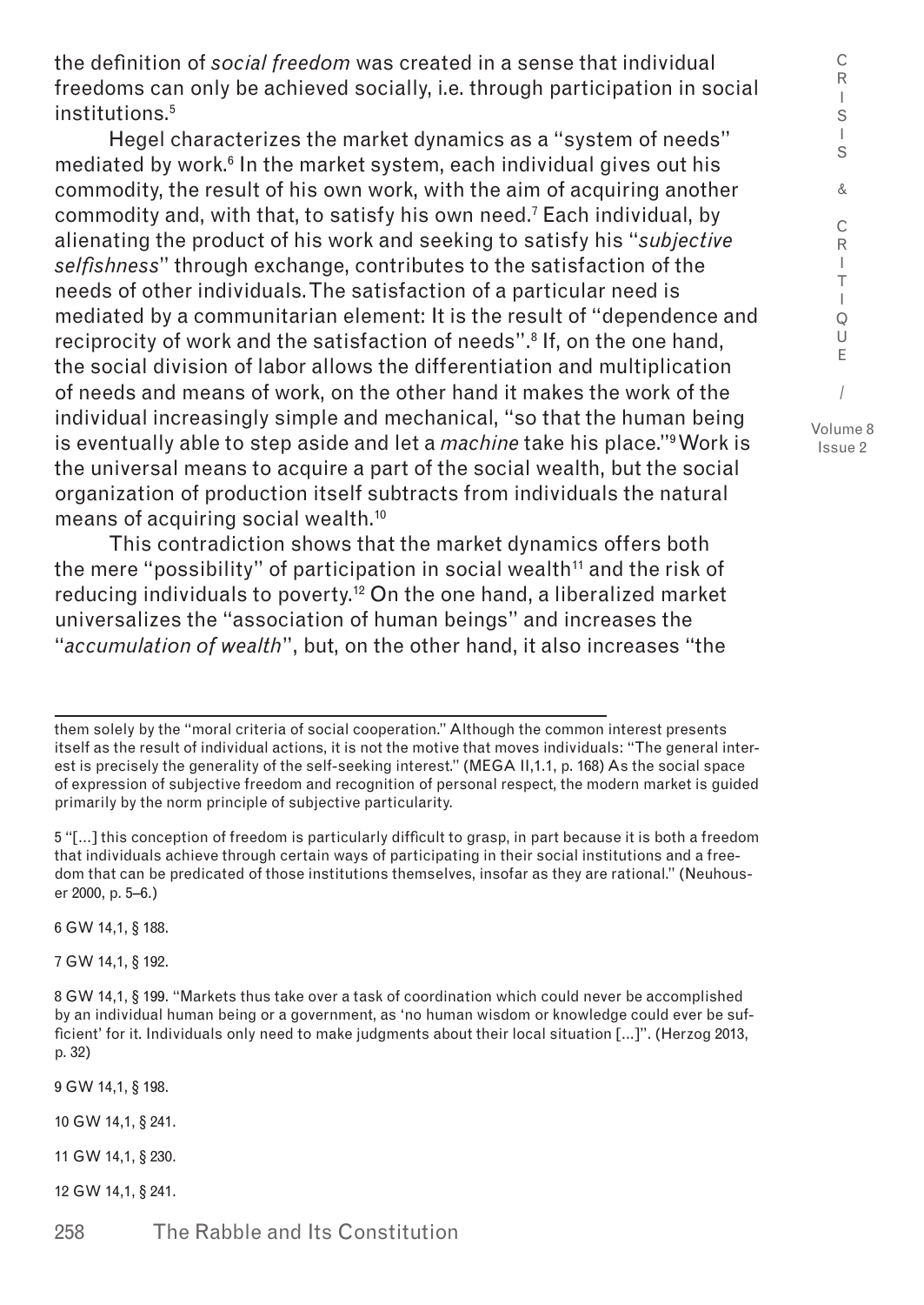the definition of *social freedom* was created in a sense that individual freedoms can only be achieved socially, i.e. through participation in social institutions.[5]

Hegel characterizes the market dynamics as a "system of needs" mediated by work.[6] In the market system, each individual gives out his commodity, the result of his own work, with the aim of acquiring another commodity and, with that, to satisfy his own need.[7] Each individual, by alienating the product of his work and seeking to satisfy his "*subjective selfishness*" through exchange, contributes to the satisfaction of the needs of other individuals. The satisfaction of a particular need is mediated by a communitarian element: It is the result of "dependence and reciprocity of work and the satisfaction of needs".[8] If, on the one hand, the social division of labor allows the differentiation and multiplication of needs and means of work, on the other hand it makes the work of the individual increasingly simple and mechanical, "so that the human being is eventually able to step aside and let a *machine* take his place."[9] Work is the universal means to acquire a part of the social wealth, but the social organization of production itself subtracts from individuals the natural means of acquiring social wealth.[10]

This contradiction shows that the market dynamics offers both the mere "possibility" of participation in social wealth[11] and the risk of reducing individuals to poverty.[12] On the one hand, a liberalized market universalizes the "association of human beings" and increases the "*accumulation of wealth*", but, on the other hand, it also increases "the

---

them solely by the "moral criteria of social cooperation." Although the common interest presents itself as the result of individual actions, it is not the motive that moves individuals: "The general interest is precisely the generality of the self-seeking interest." (MEGA II,1.1, p. 168) As the social space of expression of subjective freedom and recognition of personal respect, the modern market is guided primarily by the norm principle of subjective particularity.

5 "[...] this conception of freedom is particularly difficult to grasp, in part because it is both a freedom that individuals achieve through certain ways of participating in their social institutions and a freedom that can be predicated of those institutions themselves, insofar as they are rational." (Neuhouser 2000, p. 5–6.)

6 GW 14,1, § 188.

7 GW 14,1, § 192.

8 GW 14,1, § 199. "Markets thus take over a task of coordination which could never be accomplished by an individual human being or a government, as 'no human wisdom or knowledge could ever be sufficient' for it. Individuals only need to make judgments about their local situation [...]". (Herzog 2013, p. 32)

9 GW 14,1, § 198.

10 GW 14,1, § 241.

11 GW 14,1, § 230.

12 GW 14,1, § 241.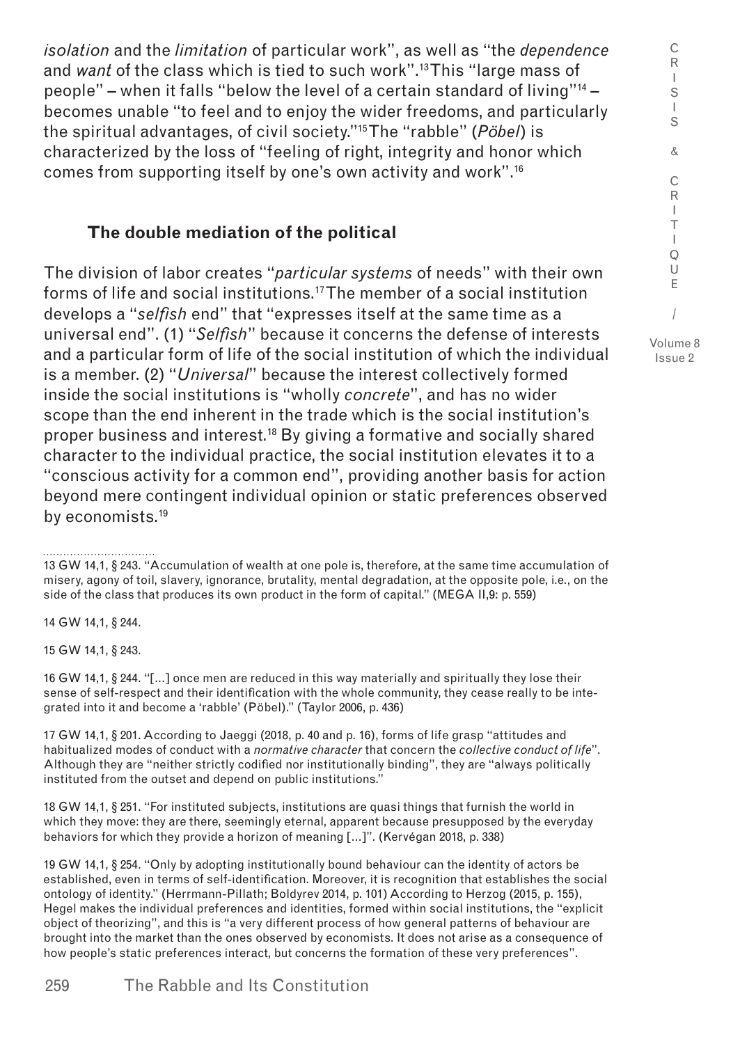*isolation* and the *limitation* of particular work", as well as "the *dependence* and *want* of the class which is tied to such work".[13] This "large mass of people" – when it falls "below the level of a certain standard of living"[14] – becomes unable "to feel and to enjoy the wider freedoms, and particularly the spiritual advantages, of civil society."[15] The "rabble" (*Pöbel*) is characterized by the loss of "feeling of right, integrity and honor which comes from supporting itself by one's own activity and work".[16]

## The double mediation of the political

The division of labor creates "*particular systems* of needs" with their own forms of life and social institutions.[17] The member of a social institution develops a "*selfish* end" that "expresses itself at the same time as a universal end". (1) "*Selfish*" because it concerns the defense of interests and a particular form of life of the social institution of which the individual is a member. (2) "*Universal*" because the interest collectively formed inside the social institutions is "wholly *concrete*", and has no wider scope than the end inherent in the trade which is the social institution's proper business and interest.[18] By giving a formative and socially shared character to the individual practice, the social institution elevates it to a "conscious activity for a common end", providing another basis for action beyond mere contingent individual opinion or static preferences observed by economists.[19]

---

13 GW 14,1, § 243. "Accumulation of wealth at one pole is, therefore, at the same time accumulation of misery, agony of toil, slavery, ignorance, brutality, mental degradation, at the opposite pole, i.e., on the side of the class that produces its own product in the form of capital." (MEGA II,9: p. 559)

14 GW 14,1, § 244.

15 GW 14,1, § 243.

16 GW 14,1, § 244. "[...] once men are reduced in this way materially and spiritually they lose their sense of self-respect and their identification with the whole community, they cease really to be integrated into it and become a 'rabble' (Pöbel)." (Taylor 2006, p. 436)

17 GW 14,1, § 201. According to Jaeggi (2018, p. 40 and p. 16), forms of life grasp "attitudes and habitualized modes of conduct with a *normative character* that concern the *collective conduct of life*". Although they are "neither strictly codified nor institutionally binding", they are "always politically instituted from the outset and depend on public institutions."

18 GW 14,1, § 251. "For instituted subjects, institutions are quasi things that furnish the world in which they move: they are there, seemingly eternal, apparent because presupposed by the everyday behaviors for which they provide a horizon of meaning [...]". (Kervégan 2018, p. 338)

19 GW 14,1, § 254. "Only by adopting institutionally bound behaviour can the identity of actors be established, even in terms of self-identification. Moreover, it is recognition that establishes the social ontology of identity." (Herrmann-Pillath; Boldyrev 2014, p. 101) According to Herzog (2015, p. 155), Hegel makes the individual preferences and identities, formed within social institutions, the "explicit object of theorizing", and this is "a very different process of how general patterns of behaviour are brought into the market than the ones observed by economists. It does not arise as a consequence of how people's static preferences interact, but concerns the formation of these very preferences".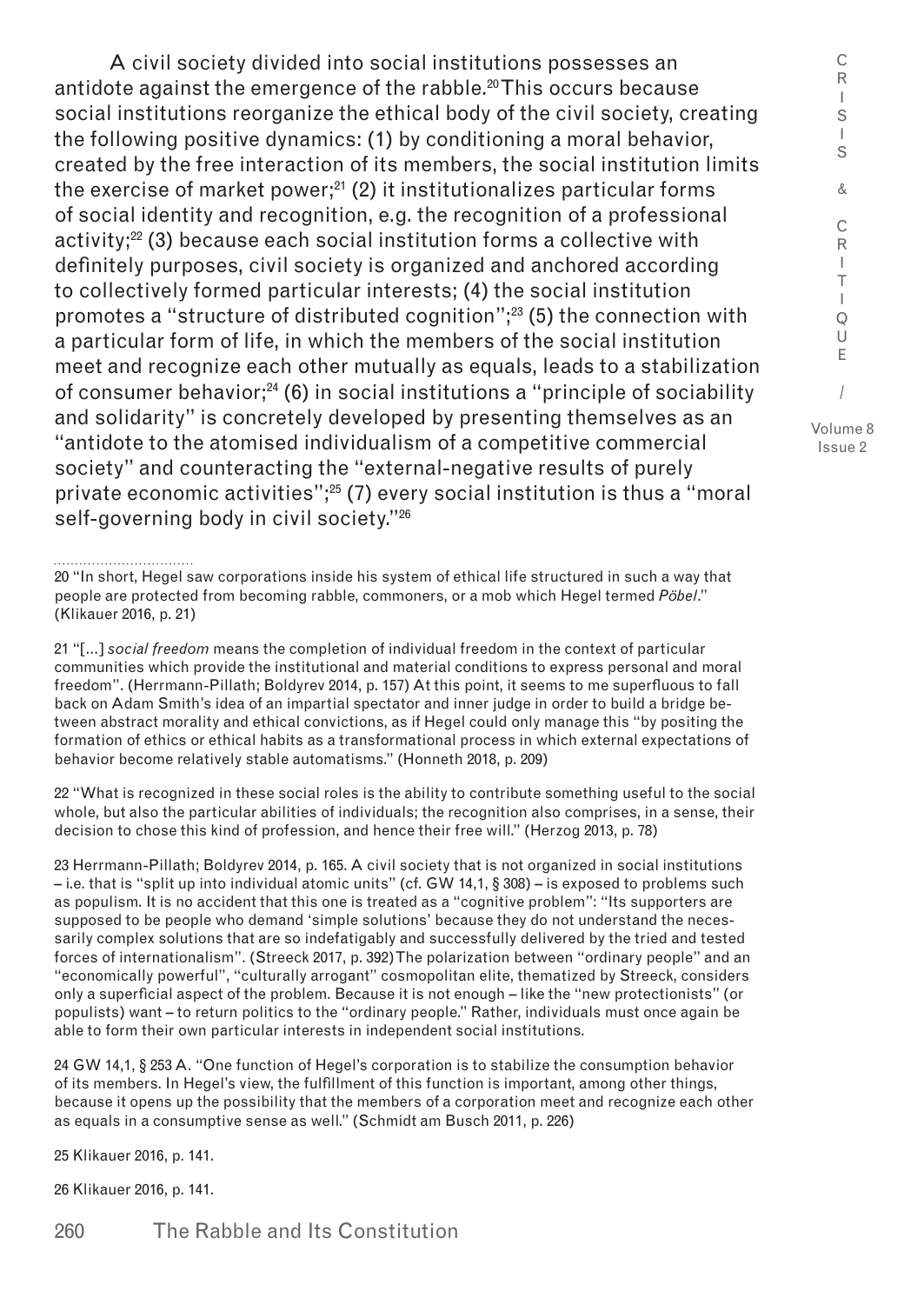A civil society divided into social institutions possesses an antidote against the emergence of the rabble.[20] This occurs because social institutions reorganize the ethical body of the civil society, creating the following positive dynamics: (1) by conditioning a moral behavior, created by the free interaction of its members, the social institution limits the exercise of market power;[21] (2) it institutionalizes particular forms of social identity and recognition, e.g. the recognition of a professional activity;[22] (3) because each social institution forms a collective with definitely purposes, civil society is organized and anchored according to collectively formed particular interests; (4) the social institution promotes a "structure of distributed cognition";[23] (5) the connection with a particular form of life, in which the members of the social institution meet and recognize each other mutually as equals, leads to a stabilization of consumer behavior;[24] (6) in social institutions a "principle of sociability and solidarity" is concretely developed by presenting themselves as an "antidote to the atomised individualism of a competitive commercial society" and counteracting the "external-negative results of purely private economic activities";[25] (7) every social institution is thus a "moral self-governing body in civil society."[26]

---

20 "In short, Hegel saw corporations inside his system of ethical life structured in such a way that people are protected from becoming rabble, commoners, or a mob which Hegel termed *Pöbel*." (Klikauer 2016, p. 21)

21 "[...] *social freedom* means the completion of individual freedom in the context of particular communities which provide the institutional and material conditions to express personal and moral freedom". (Herrmann-Pillath; Boldyrev 2014, p. 157) At this point, it seems to me superfluous to fall back on Adam Smith's idea of an impartial spectator and inner judge in order to build a bridge between abstract morality and ethical convictions, as if Hegel could only manage this "by positing the formation of ethics or ethical habits as a transformational process in which external expectations of behavior become relatively stable automatisms." (Honneth 2018, p. 209)

22 "What is recognized in these social roles is the ability to contribute something useful to the social whole, but also the particular abilities of individuals; the recognition also comprises, in a sense, their decision to chose this kind of profession, and hence their free will." (Herzog 2013, p. 78)

23 Herrmann-Pillath; Boldyrev 2014, p. 165. A civil society that is not organized in social institutions – i.e. that is "split up into individual atomic units" (cf. GW 14,1, § 308) – is exposed to problems such as populism. It is no accident that this one is treated as a "cognitive problem": "Its supporters are supposed to be people who demand 'simple solutions' because they do not understand the necessarily complex solutions that are so indefatigably and successfully delivered by the tried and tested forces of internationalism". (Streeck 2017, p. 392) The polarization between "ordinary people" and an "economically powerful", "culturally arrogant" cosmopolitan elite, thematized by Streeck, considers only a superficial aspect of the problem. Because it is not enough – like the "new protectionists" (or populists) want – to return politics to the "ordinary people." Rather, individuals must once again be able to form their own particular interests in independent social institutions.

24 GW 14,1, § 253 A. "One function of Hegel's corporation is to stabilize the consumption behavior of its members. In Hegel's view, the fulfillment of this function is important, among other things, because it opens up the possibility that the members of a corporation meet and recognize each other as equals in a consumptive sense as well." (Schmidt am Busch 2011, p. 226)

25 Klikauer 2016, p. 141.

26 Klikauer 2016, p. 141.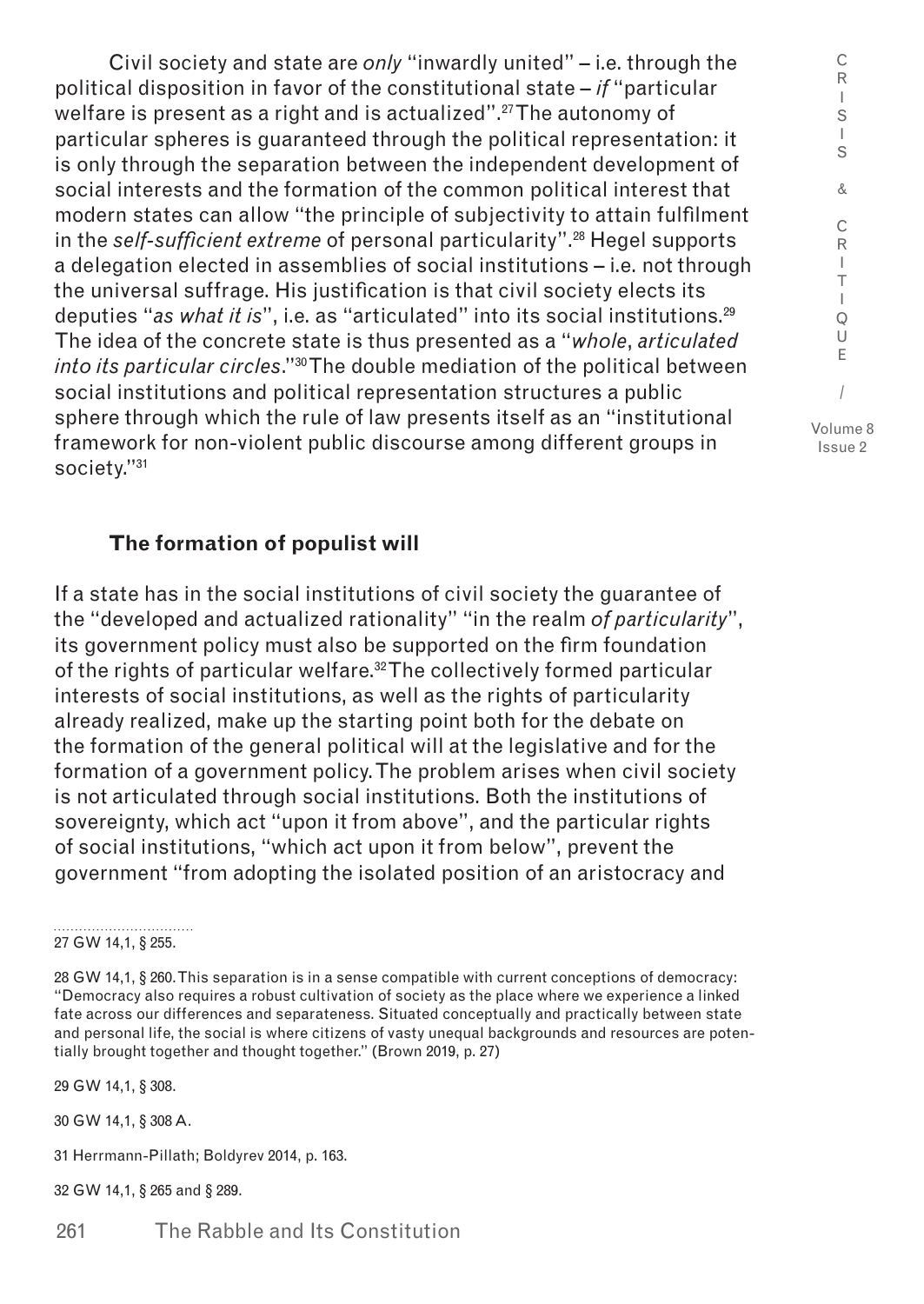Civil society and state are *only* "inwardly united" – i.e. through the political disposition in favor of the constitutional state – *if* "particular welfare is present as a right and is actualized".[27] The autonomy of particular spheres is guaranteed through the political representation: it is only through the separation between the independent development of social interests and the formation of the common political interest that modern states can allow "the principle of subjectivity to attain fulfilment in the *self-sufficient extreme* of personal particularity".[28] Hegel supports a delegation elected in assemblies of social institutions – i.e. not through the universal suffrage. His justification is that civil society elects its deputies "*as what it is*", i.e. as "articulated" into its social institutions.[29] The idea of the concrete state is thus presented as a "*whole*, *articulated into its particular circles*."[30] The double mediation of the political between social institutions and political representation structures a public sphere through which the rule of law presents itself as an "institutional framework for non-violent public discourse among different groups in society."[31]

### The formation of populist will

If a state has in the social institutions of civil society the guarantee of the "developed and actualized rationality" "in the realm *of particularity*", its government policy must also be supported on the firm foundation of the rights of particular welfare.[32] The collectively formed particular interests of social institutions, as well as the rights of particularity already realized, make up the starting point both for the debate on the formation of the general political will at the legislative and for the formation of a government policy. The problem arises when civil society is not articulated through social institutions. Both the institutions of sovereignty, which act "upon it from above", and the particular rights of social institutions, "which act upon it from below", prevent the government "from adopting the isolated position of an aristocracy and

---

27 GW 14,1, § 255.

28 GW 14,1, § 260. This separation is in a sense compatible with current conceptions of democracy: "Democracy also requires a robust cultivation of society as the place where we experience a linked fate across our differences and separateness. Situated conceptually and practically between state and personal life, the social is where citizens of vasty unequal backgrounds and resources are potentially brought together and thought together." (Brown 2019, p. 27)

29 GW 14,1, § 308.

30 GW 14,1, § 308 A.

31 Herrmann-Pillath; Boldyrev 2014, p. 163.

32 GW 14,1, § 265 and § 289.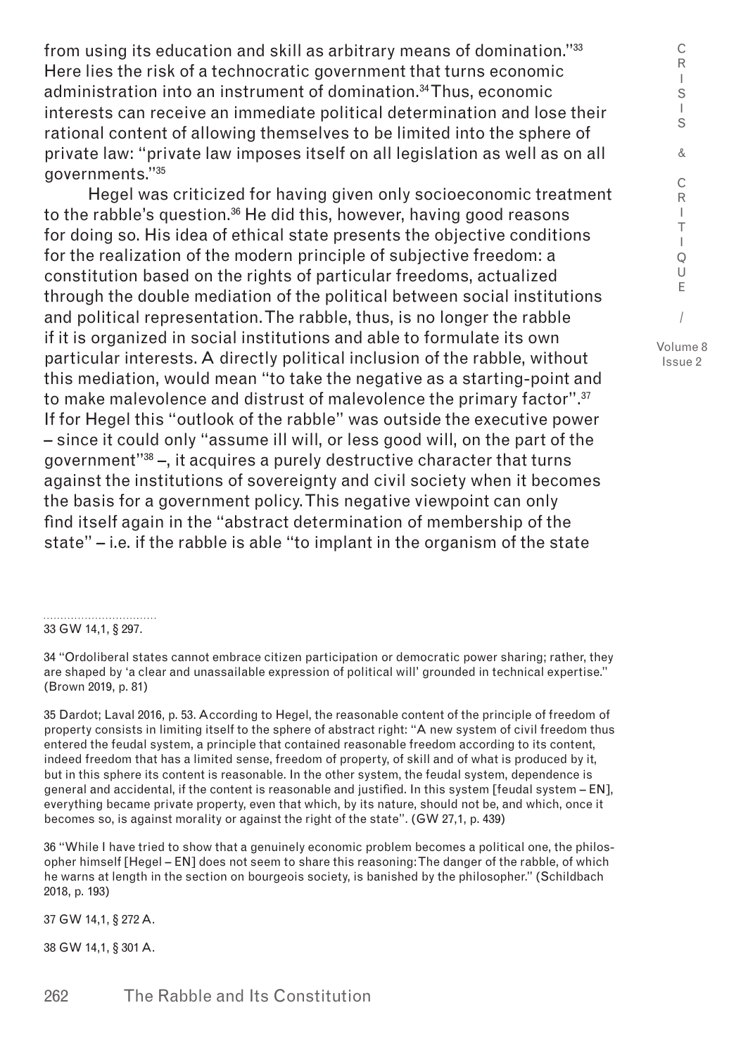from using its education and skill as arbitrary means of domination."[33] Here lies the risk of a technocratic government that turns economic administration into an instrument of domination.[34] Thus, economic interests can receive an immediate political determination and lose their rational content of allowing themselves to be limited into the sphere of private law: "private law imposes itself on all legislation as well as on all governments."[35]

Hegel was criticized for having given only socioeconomic treatment to the rabble's question.[36] He did this, however, having good reasons for doing so. His idea of ethical state presents the objective conditions for the realization of the modern principle of subjective freedom: a constitution based on the rights of particular freedoms, actualized through the double mediation of the political between social institutions and political representation. The rabble, thus, is no longer the rabble if it is organized in social institutions and able to formulate its own particular interests. A directly political inclusion of the rabble, without this mediation, would mean "to take the negative as a starting-point and to make malevolence and distrust of malevolence the primary factor".[37] If for Hegel this "outlook of the rabble" was outside the executive power – since it could only "assume ill will, or less good will, on the part of the government"[38] –, it acquires a purely destructive character that turns against the institutions of sovereignty and civil society when it becomes the basis for a government policy. This negative viewpoint can only find itself again in the "abstract determination of membership of the state" – i.e. if the rabble is able "to implant in the organism of the state

---

33 GW 14,1, § 297.

34 "Ordoliberal states cannot embrace citizen participation or democratic power sharing; rather, they are shaped by 'a clear and unassailable expression of political will' grounded in technical expertise." (Brown 2019, p. 81)

35 Dardot; Laval 2016, p. 53. According to Hegel, the reasonable content of the principle of freedom of property consists in limiting itself to the sphere of abstract right: "A new system of civil freedom thus entered the feudal system, a principle that contained reasonable freedom according to its content, indeed freedom that has a limited sense, freedom of property, of skill and of what is produced by it, but in this sphere its content is reasonable. In the other system, the feudal system, dependence is general and accidental, if the content is reasonable and justified. In this system [feudal system – EN], everything became private property, even that which, by its nature, should not be, and which, once it becomes so, is against morality or against the right of the state". (GW 27,1, p. 439)

36 "While I have tried to show that a genuinely economic problem becomes a political one, the philosopher himself [Hegel – EN] does not seem to share this reasoning: The danger of the rabble, of which he warns at length in the section on bourgeois society, is banished by the philosopher." (Schildbach 2018, p. 193)

37 GW 14,1, § 272 A.

38 GW 14,1, § 301 A.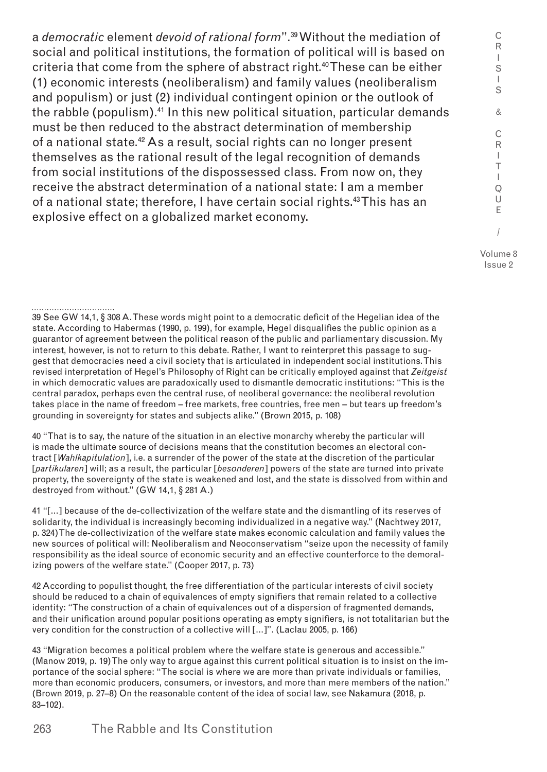a *democratic* element *devoid of rational form*".[39] Without the mediation of social and political institutions, the formation of political will is based on criteria that come from the sphere of abstract right.[40] These can be either (1) economic interests (neoliberalism) and family values (neoliberalism and populism) or just (2) individual contingent opinion or the outlook of the rabble (populism).[41] In this new political situation, particular demands must be then reduced to the abstract determination of membership of a national state.[42] As a result, social rights can no longer present themselves as the rational result of the legal recognition of demands from social institutions of the dispossessed class. From now on, they receive the abstract determination of a national state: I am a member of a national state; therefore, I have certain social rights.[43] This has an explosive effect on a globalized market economy.

---

39 See GW 14,1, § 308 A. These words might point to a democratic deficit of the Hegelian idea of the state. According to Habermas (1990, p. 199), for example, Hegel disqualifies the public opinion as a guarantor of agreement between the political reason of the public and parliamentary discussion. My interest, however, is not to return to this debate. Rather, I want to reinterpret this passage to suggest that democracies need a civil society that is articulated in independent social institutions. This revised interpretation of Hegel's Philosophy of Right can be critically employed against that *Zeitgeist* in which democratic values are paradoxically used to dismantle democratic institutions: "This is the central paradox, perhaps even the central ruse, of neoliberal governance: the neoliberal revolution takes place in the name of freedom – free markets, free countries, free men – but tears up freedom's grounding in sovereignty for states and subjects alike." (Brown 2015, p. 108)

40 "That is to say, the nature of the situation in an elective monarchy whereby the particular will is made the ultimate source of decisions means that the constitution becomes an electoral contract [*Wahlkapitulation*], i.e. a surrender of the power of the state at the discretion of the particular [*partikularen*] will; as a result, the particular [*besonderen*] powers of the state are turned into private property, the sovereignty of the state is weakened and lost, and the state is dissolved from within and destroyed from without." (GW 14,1, § 281 A.)

41 "[...] because of the de-collectivization of the welfare state and the dismantling of its reserves of solidarity, the individual is increasingly becoming individualized in a negative way." (Nachtwey 2017, p. 324) The de-collectivization of the welfare state makes economic calculation and family values the new sources of political will: Neoliberalism and Neoconservatism "seize upon the necessity of family responsibility as the ideal source of economic security and an effective counterforce to the demoralizing powers of the welfare state." (Cooper 2017, p. 73)

42 According to populist thought, the free differentiation of the particular interests of civil society should be reduced to a chain of equivalences of empty signifiers that remain related to a collective identity: "The construction of a chain of equivalences out of a dispersion of fragmented demands, and their unification around popular positions operating as empty signifiers, is not totalitarian but the very condition for the construction of a collective will [...]". (Laclau 2005, p. 166)

43 "Migration becomes a political problem where the welfare state is generous and accessible." (Manow 2019, p. 19) The only way to argue against this current political situation is to insist on the importance of the social sphere: "The social is where we are more than private individuals or families, more than economic producers, consumers, or investors, and more than mere members of the nation." (Brown 2019, p. 27–8) On the reasonable content of the idea of social law, see Nakamura (2018, p. 83–102).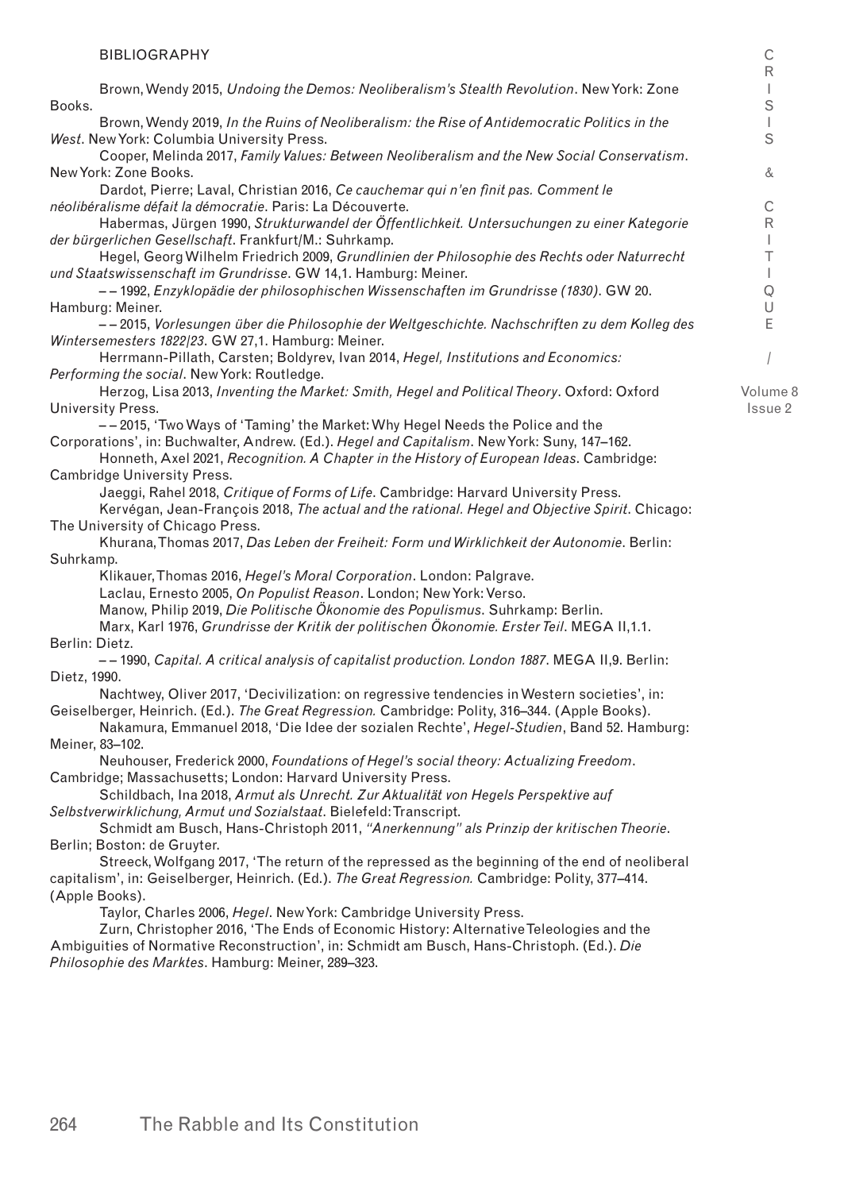## BIBLIOGRAPHY

Brown, Wendy 2015, *Undoing the Demos: Neoliberalism's Stealth Revolution*. New York: Zone Books.

Brown, Wendy 2019, *In the Ruins of Neoliberalism: the Rise of Antidemocratic Politics in the West*. New York: Columbia University Press.

Cooper, Melinda 2017, *Family Values: Between Neoliberalism and the New Social Conservatism*. New York: Zone Books.

Dardot, Pierre; Laval, Christian 2016, *Ce cauchemar qui n'en finit pas. Comment le néolibéralisme défait la démocratie*. Paris: La Découverte.

Habermas, Jürgen 1990, *Strukturwandel der Öffentlichkeit. Untersuchungen zu einer Kategorie der bürgerlichen Gesellschaft*. Frankfurt/M.: Suhrkamp.

Hegel, Georg Wilhelm Friedrich 2009, *Grundlinien der Philosophie des Rechts oder Naturrecht und Staatswissenschaft im Grundrisse*. GW 14,1. Hamburg: Meiner.

–– 1992, *Enzyklopädie der philosophischen Wissenschaften im Grundrisse (1830)*. GW 20. Hamburg: Meiner.

–– 2015, *Vorlesungen über die Philosophie der Weltgeschichte. Nachschriften zu dem Kolleg des Wintersemesters 1822/23*. GW 27,1. Hamburg: Meiner.

Herrmann-Pillath, Carsten; Boldyrev, Ivan 2014, *Hegel, Institutions and Economics: Performing the social*. New York: Routledge.

Herzog, Lisa 2013, *Inventing the Market: Smith, Hegel and Political Theory*. Oxford: Oxford University Press.

–– 2015, 'Two Ways of 'Taming' the Market: Why Hegel Needs the Police and the Corporations', in: Buchwalter, Andrew. (Ed.). *Hegel and Capitalism*. New York: Suny, 147–162.

Honneth, Axel 2021, *Recognition. A Chapter in the History of European Ideas*. Cambridge: Cambridge University Press.

Jaeggi, Rahel 2018, *Critique of Forms of Life*. Cambridge: Harvard University Press.

Kervégan, Jean-François 2018, *The actual and the rational. Hegel and Objective Spirit*. Chicago: The University of Chicago Press.

Khurana, Thomas 2017, *Das Leben der Freiheit: Form und Wirklichkeit der Autonomie*. Berlin: Suhrkamp.

Klikauer, Thomas 2016, *Hegel's Moral Corporation*. London: Palgrave.

Laclau, Ernesto 2005, *On Populist Reason*. London; New York: Verso.

Manow, Philip 2019, *Die Politische Ökonomie des Populismus*. Suhrkamp: Berlin.

Marx, Karl 1976, *Grundrisse der Kritik der politischen Ökonomie. Erster Teil*. MEGA II,1.1. Berlin: Dietz.

–– 1990, *Capital. A critical analysis of capitalist production. London 1887*. MEGA II,9. Berlin: Dietz, 1990.

Nachtwey, Oliver 2017, 'Decivilization: on regressive tendencies in Western societies', in: Geiselberger, Heinrich. (Ed.). *The Great Regression.* Cambridge: Polity, 316–344. (Apple Books).

Nakamura, Emmanuel 2018, 'Die Idee der sozialen Rechte', *Hegel-Studien*, Band 52. Hamburg: Meiner, 83–102.

Neuhouser, Frederick 2000, *Foundations of Hegel's social theory: Actualizing Freedom*. Cambridge; Massachusetts; London: Harvard University Press.

Schildbach, Ina 2018, *Armut als Unrecht. Zur Aktualität von Hegels Perspektive auf Selbstverwirklichung, Armut und Sozialstaat*. Bielefeld: Transcript.

Schmidt am Busch, Hans-Christoph 2011, *"Anerkennung" als Prinzip der kritischen Theorie*. Berlin; Boston: de Gruyter.

Streeck, Wolfgang 2017, 'The return of the repressed as the beginning of the end of neoliberal capitalism', in: Geiselberger, Heinrich. (Ed.). *The Great Regression.* Cambridge: Polity, 377–414. (Apple Books).

Taylor, Charles 2006, *Hegel*. New York: Cambridge University Press.

Zurn, Christopher 2016, 'The Ends of Economic History: Alternative Teleologies and the Ambiguities of Normative Reconstruction', in: Schmidt am Busch, Hans-Christoph. (Ed.). *Die Philosophie des Marktes*. Hamburg: Meiner, 289–323.